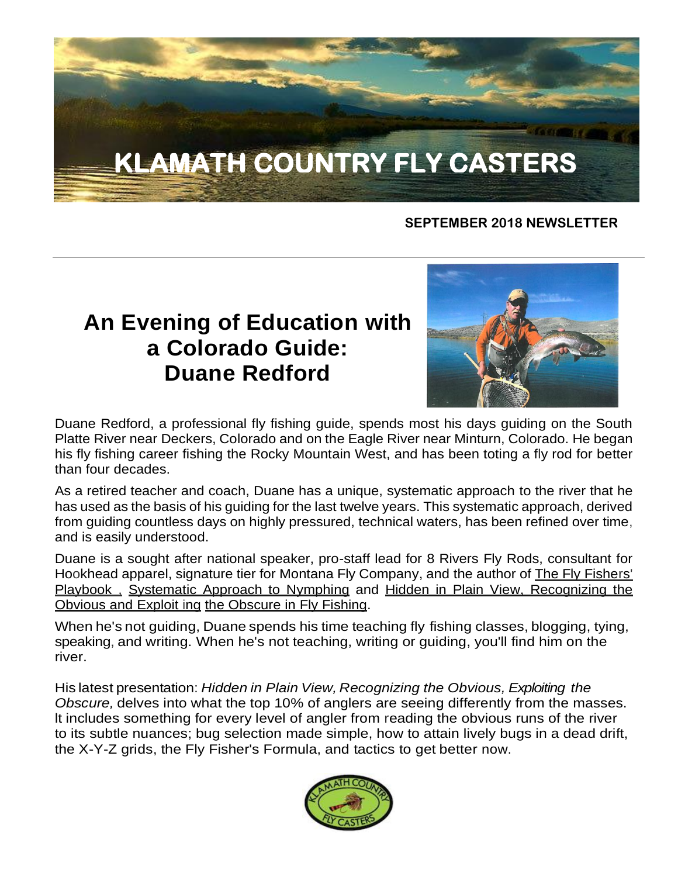# KLAMATH COUNTRY FLY CASTERS

**SEPTEMBER 2018 NEWSLETTER**

## An Evening of Education with a Colorado Guide: Duane Redford

Duane Redford, a professional fly fishing guide, spends most his days guiding on the South Platte River near Deckers, Colorado and on the Eagle River near Minturn, Colorado. He began his fly fishing career fishing the Rocky Mountain West, and has been toting a fly rod for better than four decades.

As a retired teacher and coach, Duane has a unique, systematic approach to the river that he has used as the basis of his guiding for the last twelve years. This systematic approach, derived from guiding countless days on highly pressured, technical waters, has been refined over time, and is easily understood.

Duane is a sought after national speaker, pro-staff lead for 8 Rivers Fly Rods, consultant for Hookhead apparel, signature tier for Montana Fly Company, and the author of The Fly Fishers' Playbook , Systematic Approach to Nymphing and Hidden in Plain View, Recognizing the Obvious and Exploit ing the Obscure in Fly Fishing.

When he's not guiding, Duane spends his time teaching fly fishing classes, blogging, tying, speaking, and writing. When he's not teaching, writing or guiding, you'll find him on the river.

His latest presentation: *Hidden in Plain View, Recognizing the Obvious, Exploiting the Obscure,* delves into what the top 10% of anglers are seeing differently from the masses. It includes something for every level of angler from reading the obvious runs of the river to its subtle nuances; bug selection made simple, how to attain lively bugs in a dead drift, the X-Y-Z grids, the Fly Fisher's Formula, and tactics to get better now.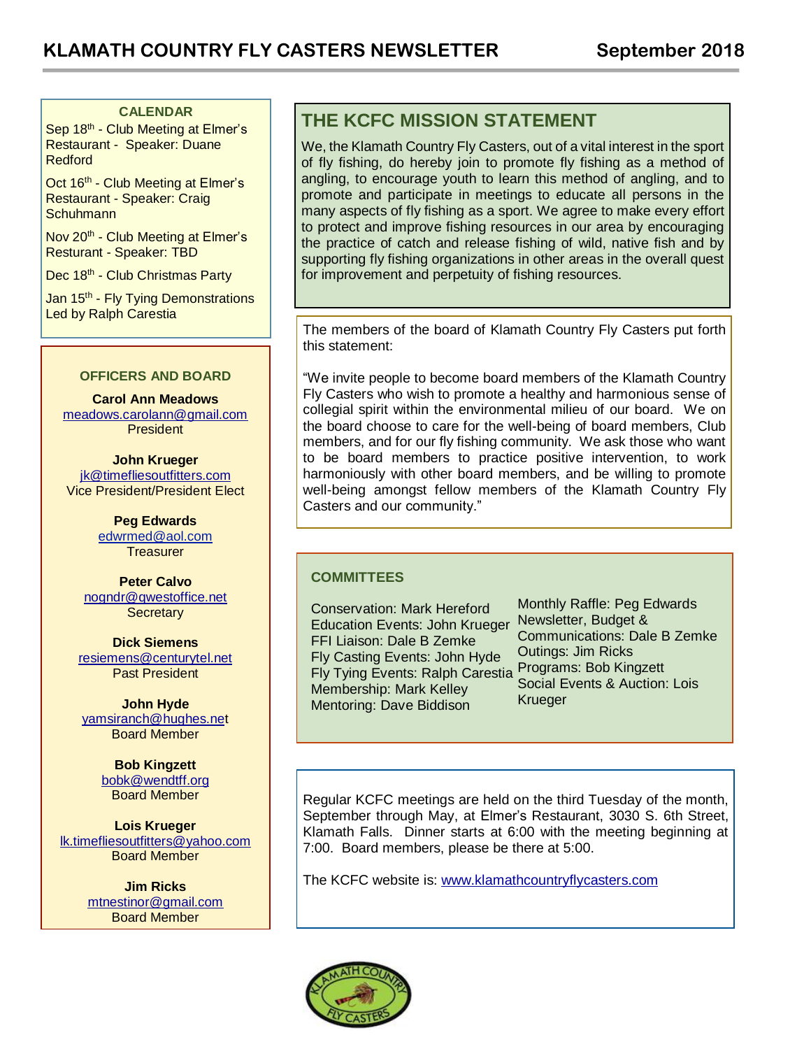# KLAMATH COUNTRY FLY CASTERS NEWSLETTER — September 2018

### CALENDAR

Sep 18th - Club Meeting at Elmer's Restaurant - Speaker: Duane Redford

Oct 16th - Club Meeting at Elmer's Restaurant - Speaker: Craig Schuhmann

Nov 20th - Club Meeting at Elmer's Resturant - Speaker: TBD

Dec 18th - Club Christmas Party

Jan 15th - Fly Tying Demonstrations Led by Ralph Carestia

### OFFICERS AND BOARD

**Carol Ann Meadows**
meadows.carolann@gmail.com
President

**John Krueger**
jk@timefliesoutfitters.com
Vice President/President Elect

**Peg Edwards**
edwrmed@aol.com
Treasurer

**Peter Calvo**
nogndr@qwestoffice.net
Secretary

**Dick Siemens**
resiemens@centurytel.net
Past President

**John Hyde**
yamsiranch@hughes.net
Board Member

**Bob Kingzett**
bobk@wendtff.org
Board Member

**Lois Krueger**
lk.timefliesoutfitters@yahoo.com
Board Member

**Jim Ricks**
mtnestinor@gmail.com
Board Member

## THE KCFC MISSION STATEMENT

We, the Klamath Country Fly Casters, out of a vital interest in the sport of fly fishing, do hereby join to promote fly fishing as a method of angling, to encourage youth to learn this method of angling, and to promote and participate in meetings to educate all persons in the many aspects of fly fishing as a sport. We agree to make every effort to protect and improve fishing resources in our area by encouraging the practice of catch and release fishing of wild, native fish and by supporting fly fishing organizations in other areas in the overall quest for improvement and perpetuity of fishing resources.

The members of the board of Klamath Country Fly Casters put forth this statement:

"We invite people to become board members of the Klamath Country Fly Casters who wish to promote a healthy and harmonious sense of collegial spirit within the environmental milieu of our board. We on the board choose to care for the well-being of board members, Club members, and for our fly fishing community. We ask those who want to be board members to practice positive intervention, to work harmoniously with other board members, and be willing to promote well-being amongst fellow members of the Klamath Country Fly Casters and our community."

### COMMITTEES

Conservation: Mark Hereford
Education Events: John Krueger
FFI Liaison: Dale B Zemke
Fly Casting Events: John Hyde
Fly Tying Events: Ralph Carestia
Membership: Mark Kelley
Mentoring: Dave Biddison
Monthly Raffle: Peg Edwards
Newsletter, Budget & Communications: Dale B Zemke
Outings: Jim Ricks
Programs: Bob Kingzett
Social Events & Auction: Lois Krueger

Regular KCFC meetings are held on the third Tuesday of the month, September through May, at Elmer's Restaurant, 3030 S. 6th Street, Klamath Falls. Dinner starts at 6:00 with the meeting beginning at 7:00. Board members, please be there at 5:00.

The KCFC website is: www.klamathcountryflycasters.com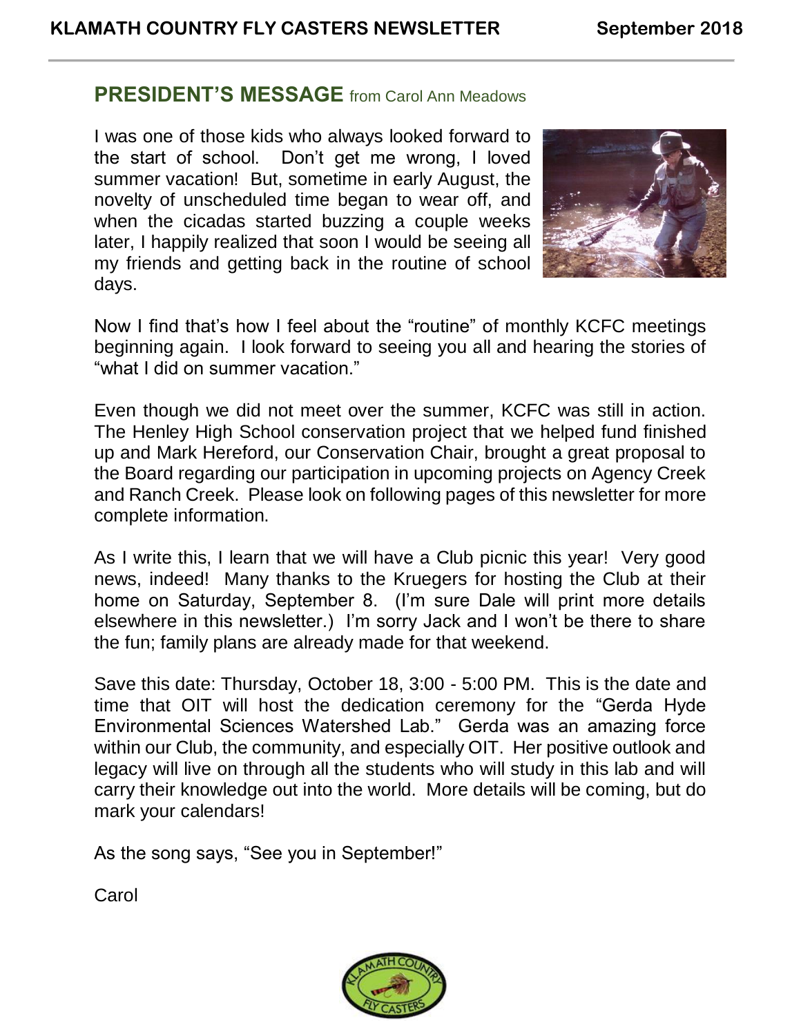## PRESIDENT'S MESSAGE from Carol Ann Meadows

I was one of those kids who always looked forward to the start of school. Don't get me wrong, I loved summer vacation! But, sometime in early August, the novelty of unscheduled time began to wear off, and when the cicadas started buzzing a couple weeks later, I happily realized that soon I would be seeing all my friends and getting back in the routine of school days.

Now I find that's how I feel about the "routine" of monthly KCFC meetings beginning again. I look forward to seeing you all and hearing the stories of "what I did on summer vacation."

Even though we did not meet over the summer, KCFC was still in action. The Henley High School conservation project that we helped fund finished up and Mark Hereford, our Conservation Chair, brought a great proposal to the Board regarding our participation in upcoming projects on Agency Creek and Ranch Creek. Please look on following pages of this newsletter for more complete information.

As I write this, I learn that we will have a Club picnic this year! Very good news, indeed! Many thanks to the Kruegers for hosting the Club at their home on Saturday, September 8. (I'm sure Dale will print more details elsewhere in this newsletter.) I'm sorry Jack and I won't be there to share the fun; family plans are already made for that weekend.

Save this date: Thursday, October 18, 3:00 - 5:00 PM. This is the date and time that OIT will host the dedication ceremony for the "Gerda Hyde Environmental Sciences Watershed Lab." Gerda was an amazing force within our Club, the community, and especially OIT. Her positive outlook and legacy will live on through all the students who will study in this lab and will carry their knowledge out into the world. More details will be coming, but do mark your calendars!

As the song says, "See you in September!"

Carol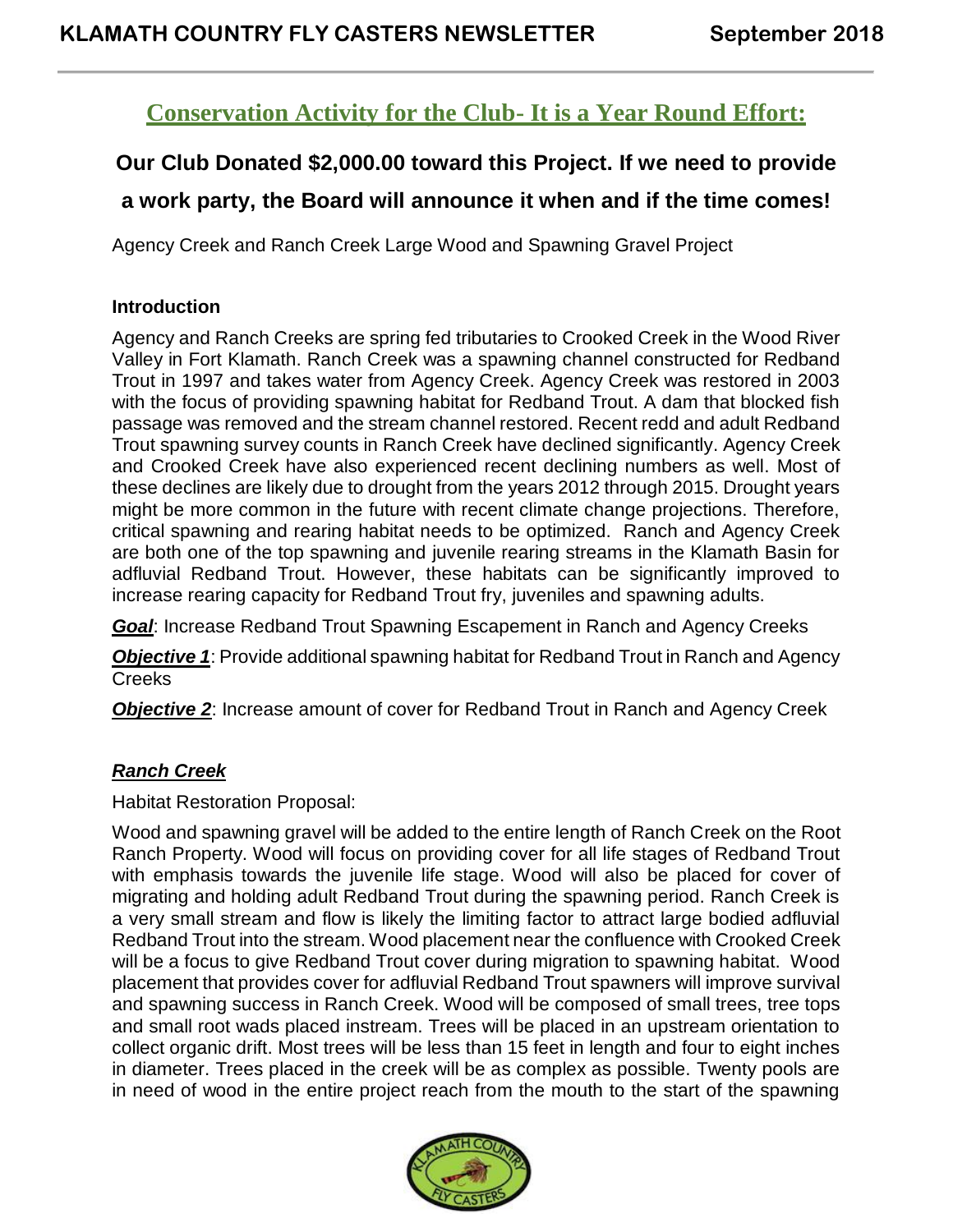## Conservation Activity for the Club- It is a Year Round Effort:

**Our Club Donated $2,000.00 toward this Project. If we need to provide a work party, the Board will announce it when and if the time comes!**

Agency Creek and Ranch Creek Large Wood and Spawning Gravel Project

**Introduction**

Agency and Ranch Creeks are spring fed tributaries to Crooked Creek in the Wood River Valley in Fort Klamath. Ranch Creek was a spawning channel constructed for Redband Trout in 1997 and takes water from Agency Creek. Agency Creek was restored in 2003 with the focus of providing spawning habitat for Redband Trout. A dam that blocked fish passage was removed and the stream channel restored. Recent redd and adult Redband Trout spawning survey counts in Ranch Creek have declined significantly. Agency Creek and Crooked Creek have also experienced recent declining numbers as well. Most of these declines are likely due to drought from the years 2012 through 2015. Drought years might be more common in the future with recent climate change projections. Therefore, critical spawning and rearing habitat needs to be optimized. Ranch and Agency Creek are both one of the top spawning and juvenile rearing streams in the Klamath Basin for adfluvial Redband Trout. However, these habitats can be significantly improved to increase rearing capacity for Redband Trout fry, juveniles and spawning adults.

***Goal***: Increase Redband Trout Spawning Escapement in Ranch and Agency Creeks

***Objective 1***: Provide additional spawning habitat for Redband Trout in Ranch and Agency Creeks

***Objective 2***: Increase amount of cover for Redband Trout in Ranch and Agency Creek

***Ranch Creek***

Habitat Restoration Proposal:

Wood and spawning gravel will be added to the entire length of Ranch Creek on the Root Ranch Property. Wood will focus on providing cover for all life stages of Redband Trout with emphasis towards the juvenile life stage. Wood will also be placed for cover of migrating and holding adult Redband Trout during the spawning period. Ranch Creek is a very small stream and flow is likely the limiting factor to attract large bodied adfluvial Redband Trout into the stream. Wood placement near the confluence with Crooked Creek will be a focus to give Redband Trout cover during migration to spawning habitat. Wood placement that provides cover for adfluvial Redband Trout spawners will improve survival and spawning success in Ranch Creek. Wood will be composed of small trees, tree tops and small root wads placed instream. Trees will be placed in an upstream orientation to collect organic drift. Most trees will be less than 15 feet in length and four to eight inches in diameter. Trees placed in the creek will be as complex as possible. Twenty pools are in need of wood in the entire project reach from the mouth to the start of the spawning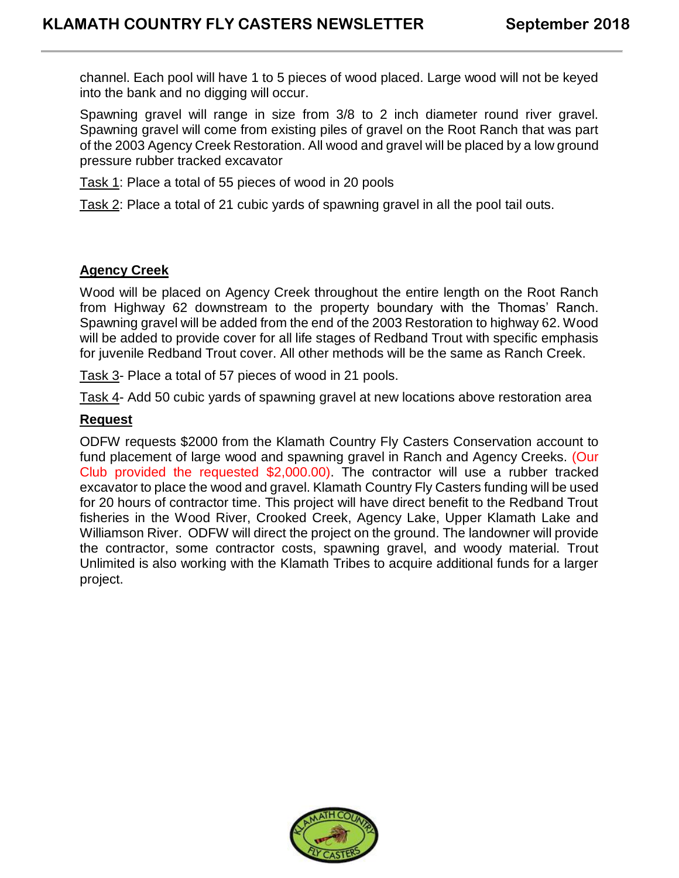channel. Each pool will have 1 to 5 pieces of wood placed. Large wood will not be keyed into the bank and no digging will occur.

Spawning gravel will range in size from 3/8 to 2 inch diameter round river gravel. Spawning gravel will come from existing piles of gravel on the Root Ranch that was part of the 2003 Agency Creek Restoration. All wood and gravel will be placed by a low ground pressure rubber tracked excavator

Task 1: Place a total of 55 pieces of wood in 20 pools

Task 2: Place a total of 21 cubic yards of spawning gravel in all the pool tail outs.

**Agency Creek**

Wood will be placed on Agency Creek throughout the entire length on the Root Ranch from Highway 62 downstream to the property boundary with the Thomas' Ranch. Spawning gravel will be added from the end of the 2003 Restoration to highway 62. Wood will be added to provide cover for all life stages of Redband Trout with specific emphasis for juvenile Redband Trout cover. All other methods will be the same as Ranch Creek.

Task 3- Place a total of 57 pieces of wood in 21 pools.

Task 4- Add 50 cubic yards of spawning gravel at new locations above restoration area

**Request**

ODFW requests $2000 from the Klamath Country Fly Casters Conservation account to fund placement of large wood and spawning gravel in Ranch and Agency Creeks. (Our Club provided the requested $2,000.00). The contractor will use a rubber tracked excavator to place the wood and gravel. Klamath Country Fly Casters funding will be used for 20 hours of contractor time. This project will have direct benefit to the Redband Trout fisheries in the Wood River, Crooked Creek, Agency Lake, Upper Klamath Lake and Williamson River. ODFW will direct the project on the ground. The landowner will provide the contractor, some contractor costs, spawning gravel, and woody material. Trout Unlimited is also working with the Klamath Tribes to acquire additional funds for a larger project.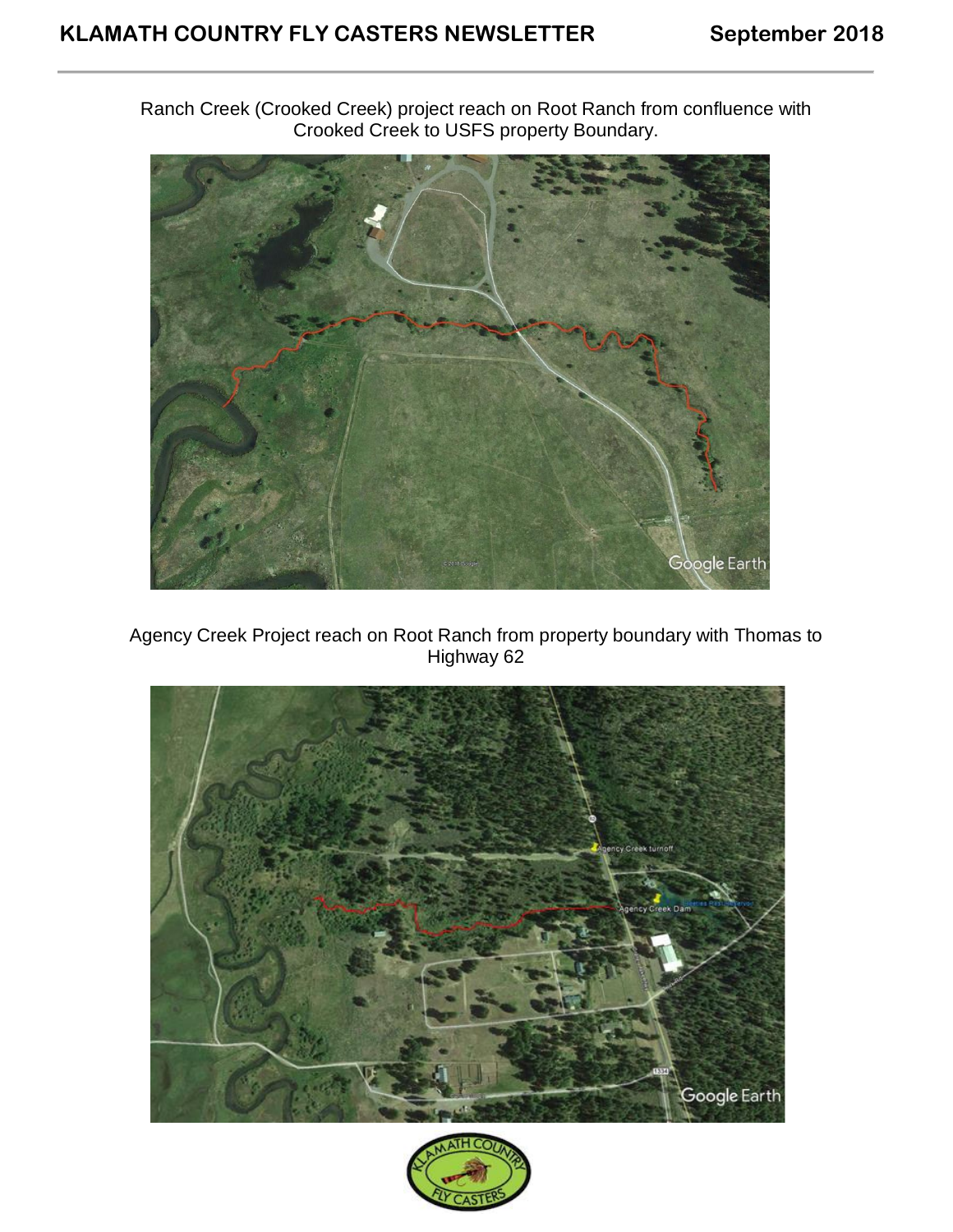Ranch Creek (Crooked Creek) project reach on Root Ranch from confluence with Crooked Creek to USFS property Boundary.

Agency Creek Project reach on Root Ranch from property boundary with Thomas to Highway 62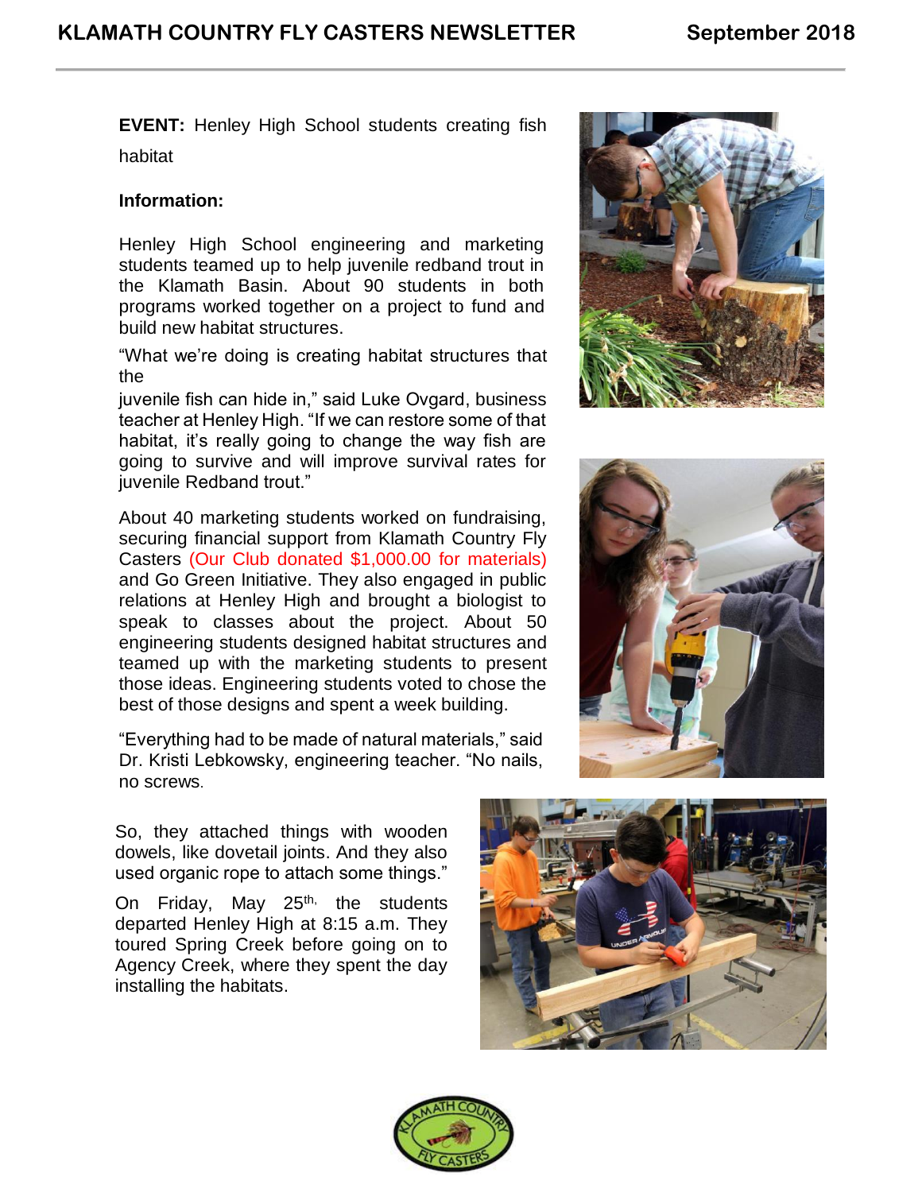**EVENT:** Henley High School students creating fish habitat

**Information:**

Henley High School engineering and marketing students teamed up to help juvenile redband trout in the Klamath Basin. About 90 students in both programs worked together on a project to fund and build new habitat structures.

"What we're doing is creating habitat structures that the juvenile fish can hide in," said Luke Ovgard, business teacher at Henley High. "If we can restore some of that habitat, it's really going to change the way fish are going to survive and will improve survival rates for juvenile Redband trout."

About 40 marketing students worked on fundraising, securing financial support from Klamath Country Fly Casters (Our Club donated $1,000.00 for materials) and Go Green Initiative. They also engaged in public relations at Henley High and brought a biologist to speak to classes about the project. About 50 engineering students designed habitat structures and teamed up with the marketing students to present those ideas. Engineering students voted to chose the best of those designs and spent a week building.

"Everything had to be made of natural materials," said Dr. Kristi Lebkowsky, engineering teacher. "No nails, no screws.

So, they attached things with wooden dowels, like dovetail joints. And they also used organic rope to attach some things."

On Friday, May 25th, the students departed Henley High at 8:15 a.m. They toured Spring Creek before going on to Agency Creek, where they spent the day installing the habitats.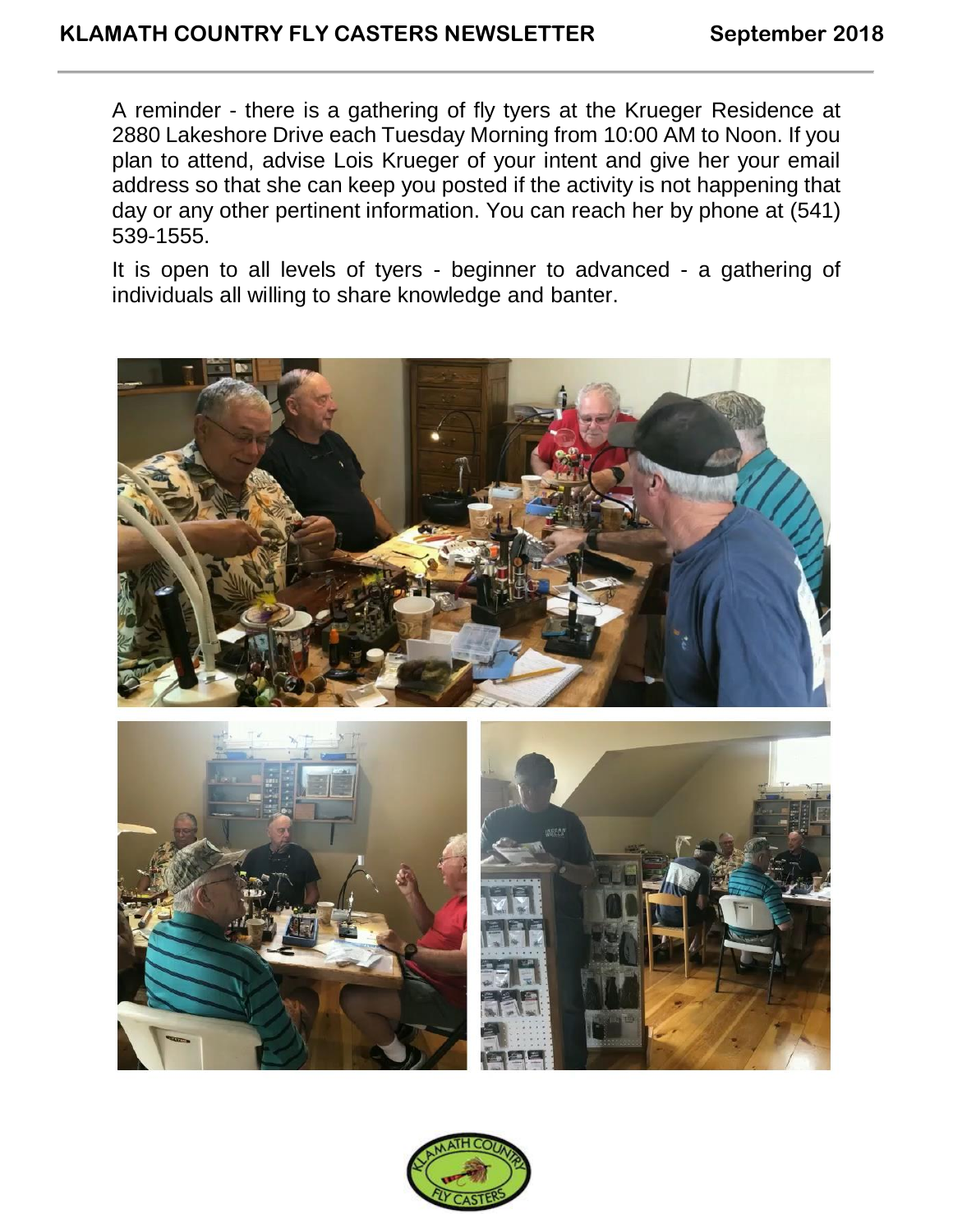A reminder - there is a gathering of fly tyers at the Krueger Residence at 2880 Lakeshore Drive each Tuesday Morning from 10:00 AM to Noon. If you plan to attend, advise Lois Krueger of your intent and give her your email address so that she can keep you posted if the activity is not happening that day or any other pertinent information. You can reach her by phone at (541) 539-1555.

It is open to all levels of tyers - beginner to advanced - a gathering of individuals all willing to share knowledge and banter.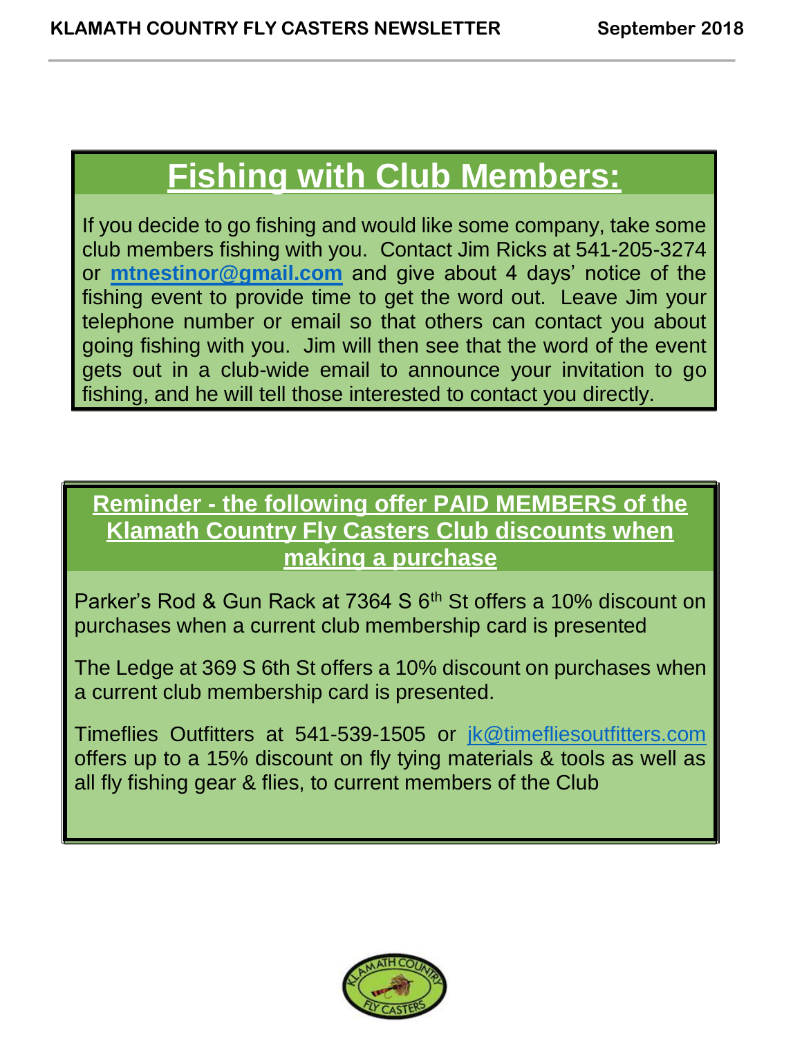# Fishing with Club Members:

If you decide to go fishing and would like some company, take some club members fishing with you. Contact Jim Ricks at 541-205-3274 or **mtnestinor@gmail.com** and give about 4 days' notice of the fishing event to provide time to get the word out. Leave Jim your telephone number or email so that others can contact you about going fishing with you. Jim will then see that the word of the event gets out in a club-wide email to announce your invitation to go fishing, and he will tell those interested to contact you directly.

## Reminder - the following offer PAID MEMBERS of the Klamath Country Fly Casters Club discounts when making a purchase

Parker's Rod & Gun Rack at 7364 S 6th St offers a 10% discount on purchases when a current club membership card is presented

The Ledge at 369 S 6th St offers a 10% discount on purchases when a current club membership card is presented.

Timeflies Outfitters at 541-539-1505 or jk@timefliesoutfitters.com offers up to a 15% discount on fly tying materials & tools as well as all fly fishing gear & flies, to current members of the Club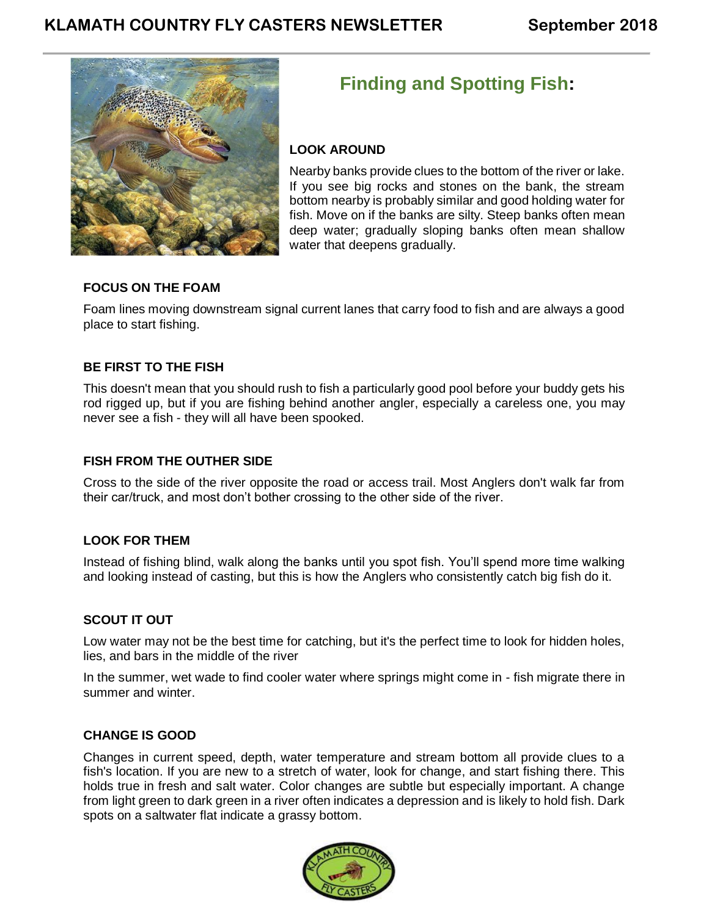## Finding and Spotting Fish:

### LOOK AROUND

Nearby banks provide clues to the bottom of the river or lake. If you see big rocks and stones on the bank, the stream bottom nearby is probably similar and good holding water for fish. Move on if the banks are silty. Steep banks often mean deep water; gradually sloping banks often mean shallow water that deepens gradually.

### FOCUS ON THE FOAM

Foam lines moving downstream signal current lanes that carry food to fish and are always a good place to start fishing.

### BE FIRST TO THE FISH

This doesn't mean that you should rush to fish a particularly good pool before your buddy gets his rod rigged up, but if you are fishing behind another angler, especially a careless one, you may never see a fish - they will all have been spooked.

### FISH FROM THE OUTHER SIDE

Cross to the side of the river opposite the road or access trail. Most Anglers don't walk far from their car/truck, and most don’t bother crossing to the other side of the river.

### LOOK FOR THEM

Instead of fishing blind, walk along the banks until you spot fish. You’ll spend more time walking and looking instead of casting, but this is how the Anglers who consistently catch big fish do it.

### SCOUT IT OUT

Low water may not be the best time for catching, but it's the perfect time to look for hidden holes, lies, and bars in the middle of the river

In the summer, wet wade to find cooler water where springs might come in - fish migrate there in summer and winter.

### CHANGE IS GOOD

Changes in current speed, depth, water temperature and stream bottom all provide clues to a fish's location. If you are new to a stretch of water, look for change, and start fishing there. This holds true in fresh and salt water. Color changes are subtle but especially important. A change from light green to dark green in a river often indicates a depression and is likely to hold fish. Dark spots on a saltwater flat indicate a grassy bottom.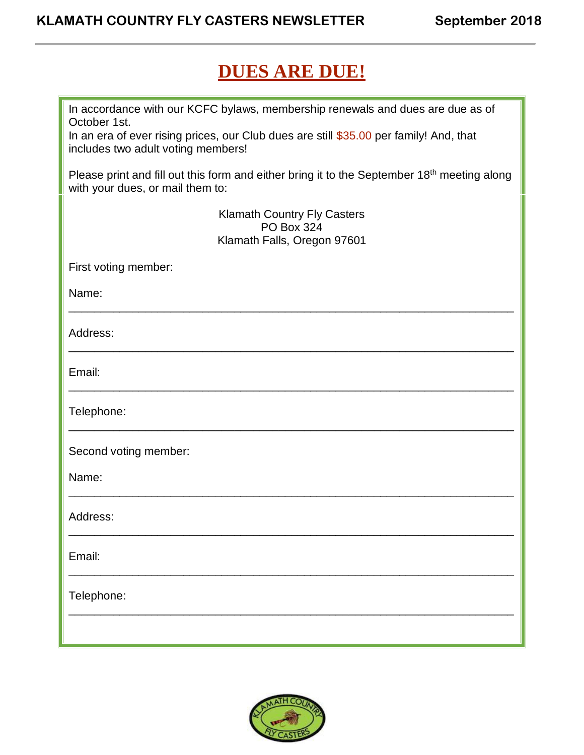# DUES ARE DUE!

In accordance with our KCFC bylaws, membership renewals and dues are due as of October 1st.
In an era of ever rising prices, our Club dues are still $35.00 per family! And, that includes two adult voting members!

Please print and fill out this form and either bring it to the September 18th meeting along with your dues, or mail them to:

Klamath Country Fly Casters
PO Box 324
Klamath Falls, Oregon 97601

First voting member:

Name: ___________________________________________________________________

Address: ___________________________________________________________________

Email: ___________________________________________________________________

Telephone: ___________________________________________________________________

Second voting member:

Name: ___________________________________________________________________

Address: ___________________________________________________________________

Email: ___________________________________________________________________

Telephone: ___________________________________________________________________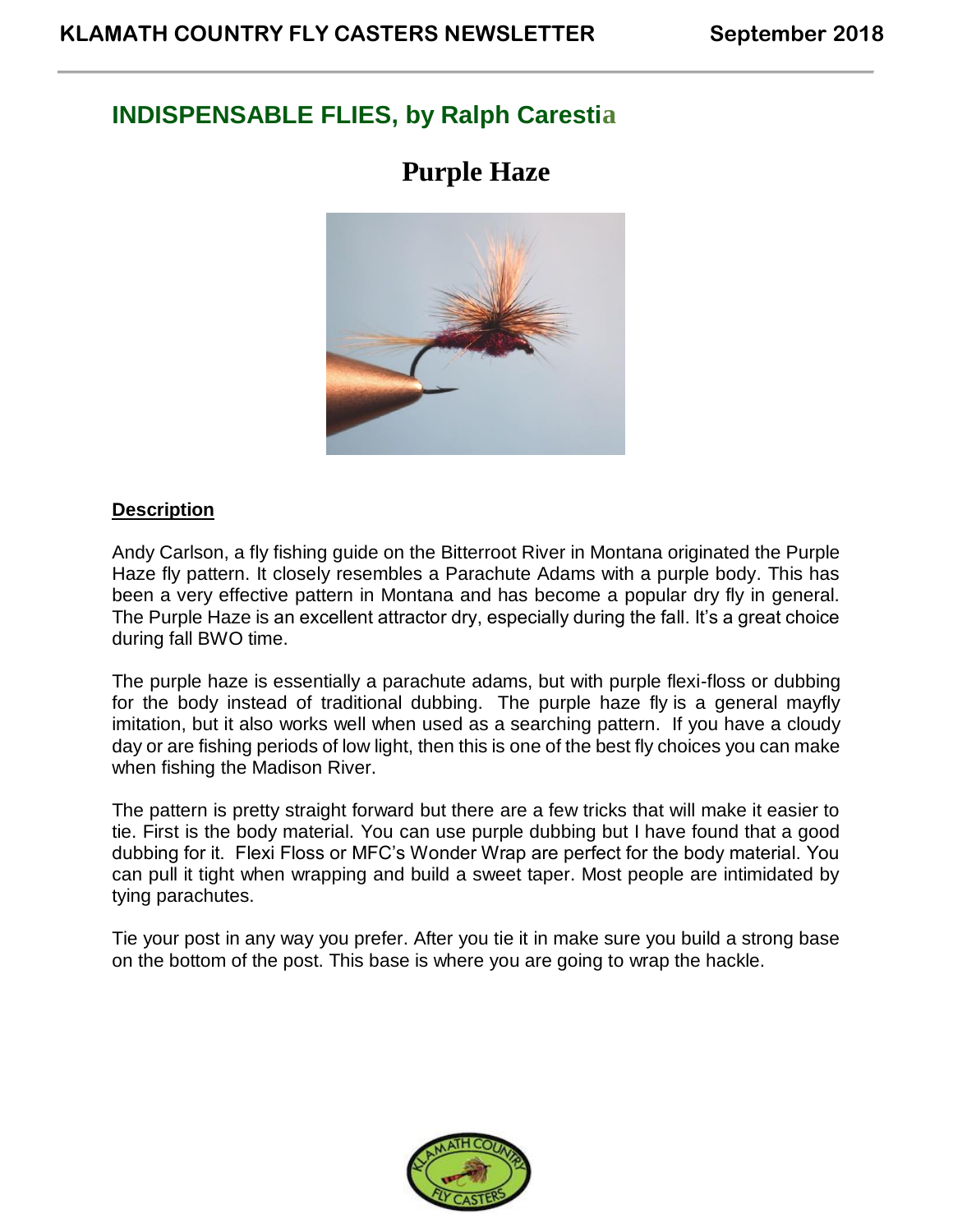## INDISPENSABLE FLIES, by Ralph Carestia

# Purple Haze

**Description**

Andy Carlson, a fly fishing guide on the Bitterroot River in Montana originated the Purple Haze fly pattern. It closely resembles a Parachute Adams with a purple body. This has been a very effective pattern in Montana and has become a popular dry fly in general. The Purple Haze is an excellent attractor dry, especially during the fall. It's a great choice during fall BWO time.

The purple haze is essentially a parachute adams, but with purple flexi-floss or dubbing for the body instead of traditional dubbing. The purple haze fly is a general mayfly imitation, but it also works well when used as a searching pattern. If you have a cloudy day or are fishing periods of low light, then this is one of the best fly choices you can make when fishing the Madison River.

The pattern is pretty straight forward but there are a few tricks that will make it easier to tie. First is the body material. You can use purple dubbing but I have found that a good dubbing for it. Flexi Floss or MFC's Wonder Wrap are perfect for the body material. You can pull it tight when wrapping and build a sweet taper. Most people are intimidated by tying parachutes.

Tie your post in any way you prefer. After you tie it in make sure you build a strong base on the bottom of the post. This base is where you are going to wrap the hackle.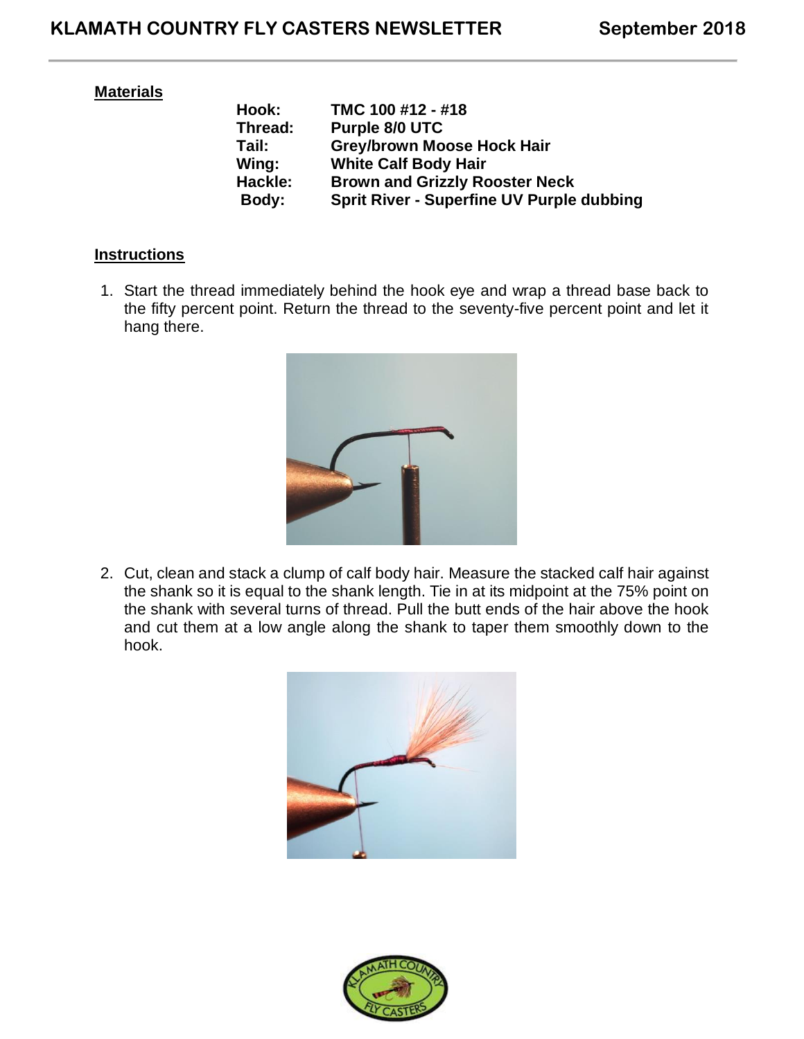### Materials

| | |
|---|---|
| **Hook:** | **TMC 100 #12 - #18** |
| **Thread:** | **Purple 8/0 UTC** |
| **Tail:** | **Grey/brown Moose Hock Hair** |
| **Wing:** | **White Calf Body Hair** |
| **Hackle:** | **Brown and Grizzly Rooster Neck** |
| **Body:** | **Sprit River - Superfine UV Purple dubbing** |

### Instructions

1. Start the thread immediately behind the hook eye and wrap a thread base back to the fifty percent point. Return the thread to the seventy-five percent point and let it hang there.

2. Cut, clean and stack a clump of calf body hair. Measure the stacked calf hair against the shank so it is equal to the shank length. Tie in at its midpoint at the 75% point on the shank with several turns of thread. Pull the butt ends of the hair above the hook and cut them at a low angle along the shank to taper them smoothly down to the hook.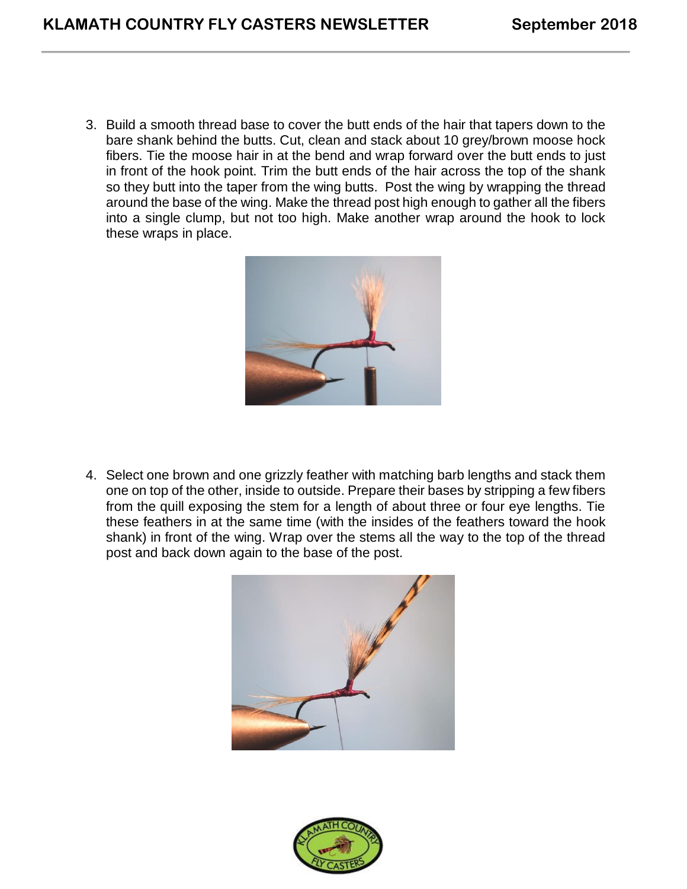3. Build a smooth thread base to cover the butt ends of the hair that tapers down to the bare shank behind the butts. Cut, clean and stack about 10 grey/brown moose hock fibers. Tie the moose hair in at the bend and wrap forward over the butt ends to just in front of the hook point. Trim the butt ends of the hair across the top of the shank so they butt into the taper from the wing butts. Post the wing by wrapping the thread around the base of the wing. Make the thread post high enough to gather all the fibers into a single clump, but not too high. Make another wrap around the hook to lock these wraps in place.

4. Select one brown and one grizzly feather with matching barb lengths and stack them one on top of the other, inside to outside. Prepare their bases by stripping a few fibers from the quill exposing the stem for a length of about three or four eye lengths. Tie these feathers in at the same time (with the insides of the feathers toward the hook shank) in front of the wing. Wrap over the stems all the way to the top of the thread post and back down again to the base of the post.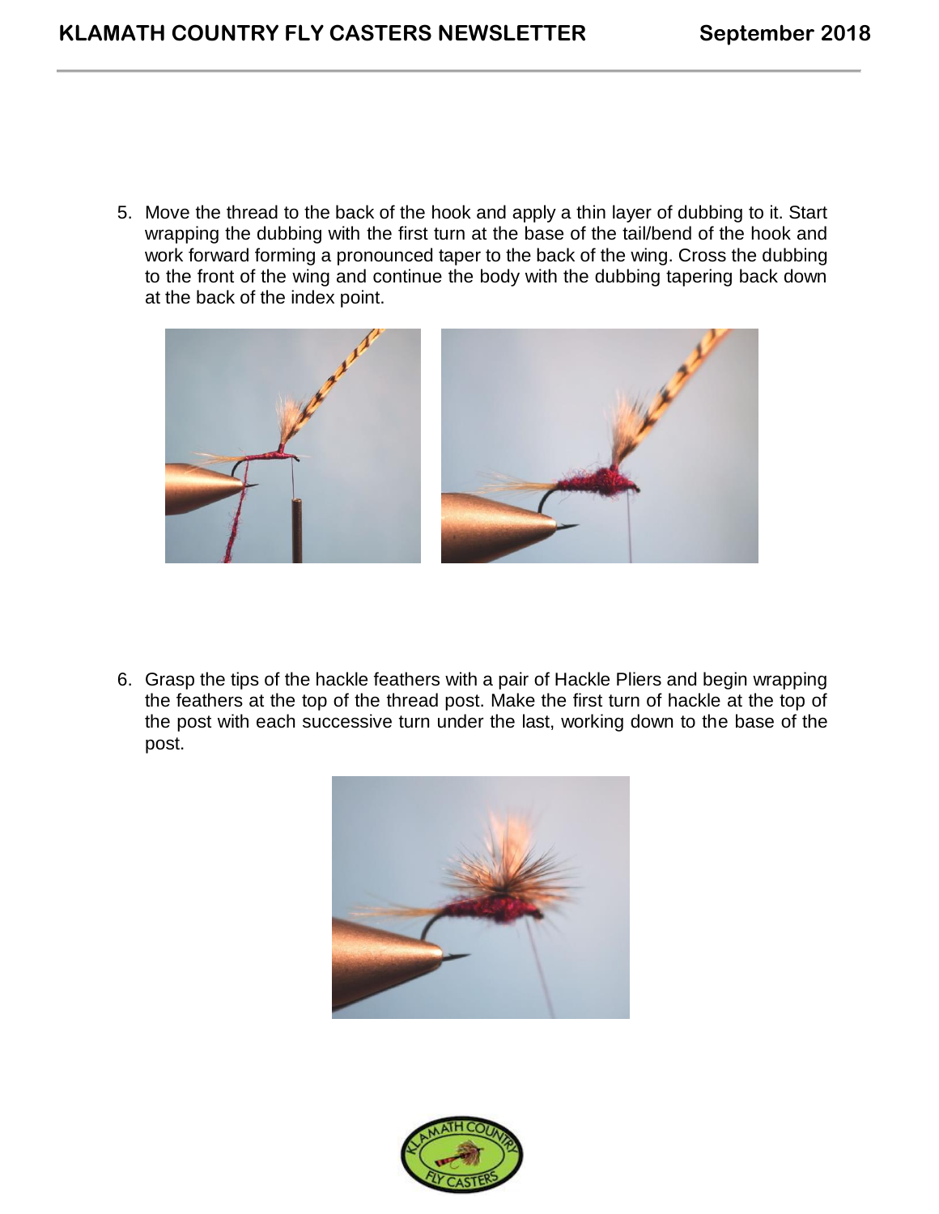5. Move the thread to the back of the hook and apply a thin layer of dubbing to it. Start wrapping the dubbing with the first turn at the base of the tail/bend of the hook and work forward forming a pronounced taper to the back of the wing. Cross the dubbing to the front of the wing and continue the body with the dubbing tapering back down at the back of the index point.

6. Grasp the tips of the hackle feathers with a pair of Hackle Pliers and begin wrapping the feathers at the top of the thread post. Make the first turn of hackle at the top of the post with each successive turn under the last, working down to the base of the post.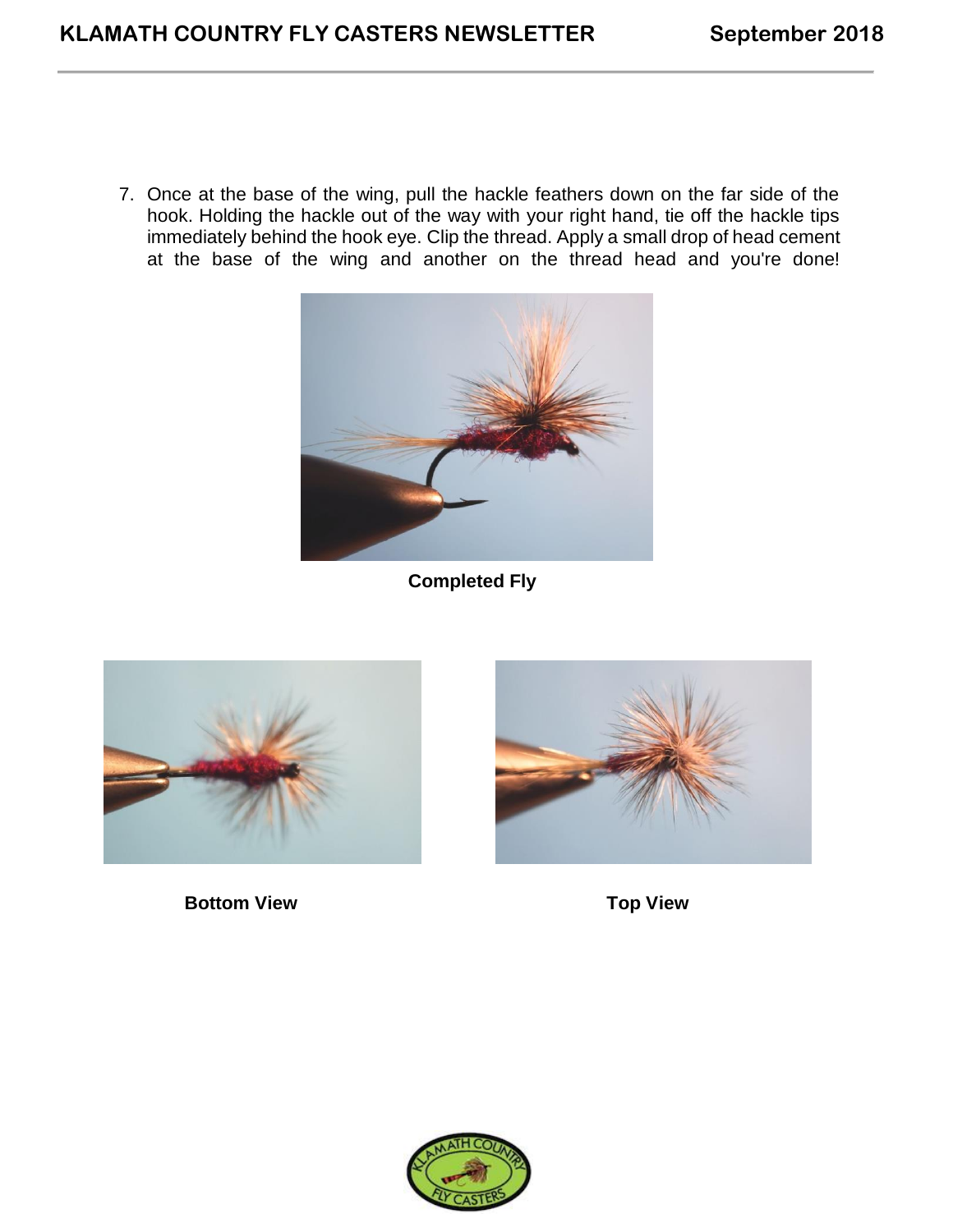7. Once at the base of the wing, pull the hackle feathers down on the far side of the hook. Holding the hackle out of the way with your right hand, tie off the hackle tips immediately behind the hook eye. Clip the thread. Apply a small drop of head cement at the base of the wing and another on the thread head and you're done!

**Completed Fly**

**Bottom View**

**Top View**